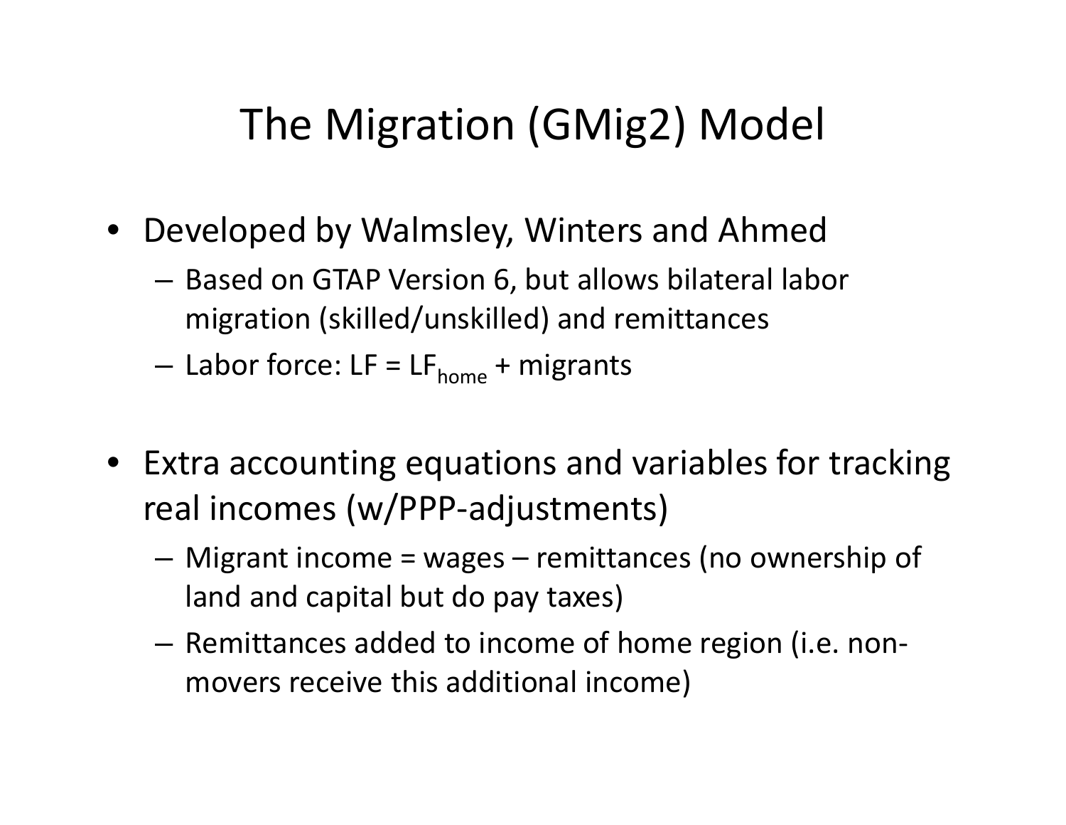# The Migration (GMig2) Model

- Developed by Walmsley, Winters and Ahmed
  - Based on GTAP Version 6, but allows bilateral labor migration (skilled/unskilled) and remittances
  - Labor force: $LF = LF_{home}$ + migrants
- Extra accounting equations and variables for tracking real incomes (w/PPP-adjustments)
  - Migrant income = wages – remittances (no ownership of land and capital but do pay taxes)
  - Remittances added to income of home region (i.e. non-movers receive this additional income)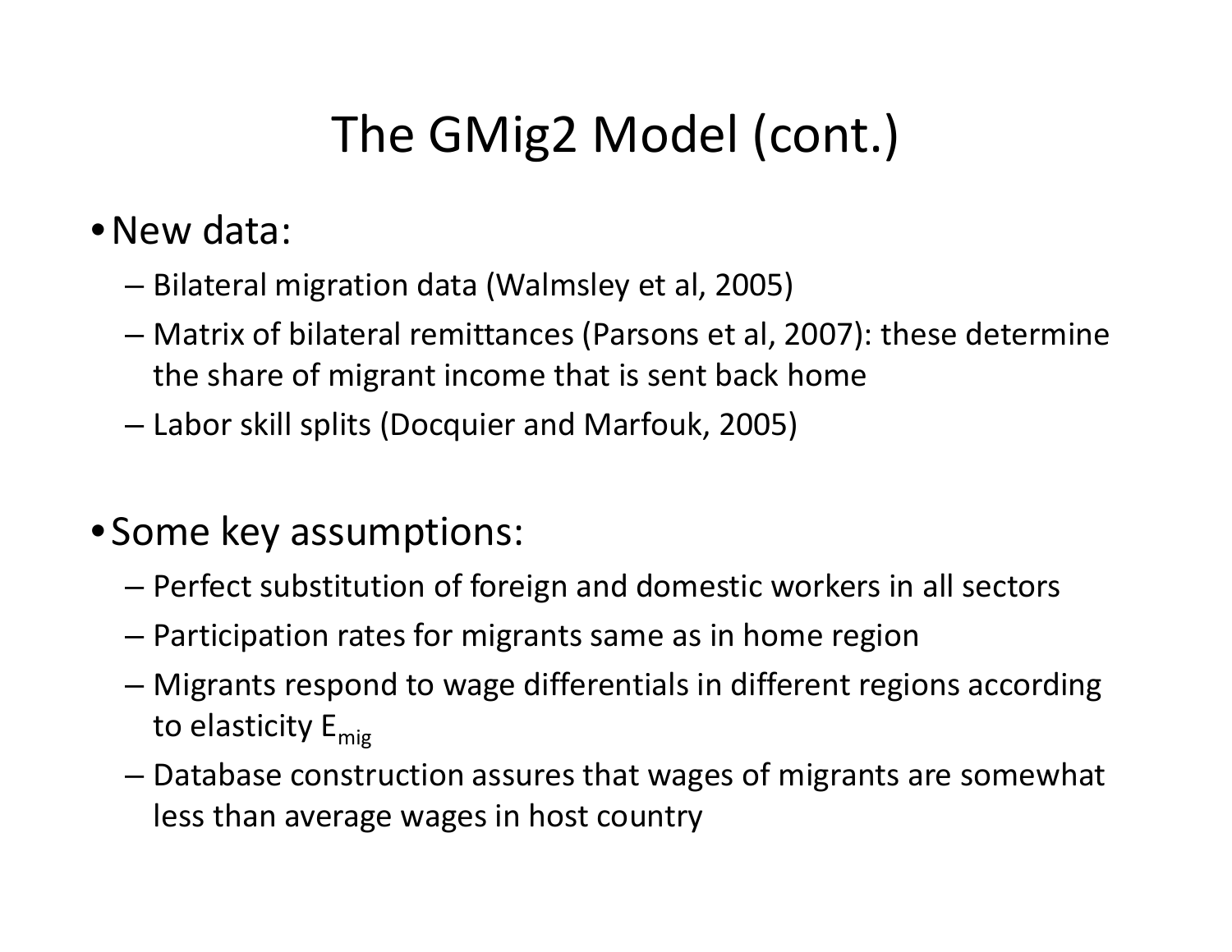# The GMig2 Model (cont.)

- New data:
  - Bilateral migration data (Walmsley et al, 2005)
  - Matrix of bilateral remittances (Parsons et al, 2007): these determine the share of migrant income that is sent back home
  - Labor skill splits (Docquier and Marfouk, 2005)

- Some key assumptions:
  - Perfect substitution of foreign and domestic workers in all sectors
  - Participation rates for migrants same as in home region
  - Migrants respond to wage differentials in different regions according to elasticity $E_{mig}$
  - Database construction assures that wages of migrants are somewhat less than average wages in host country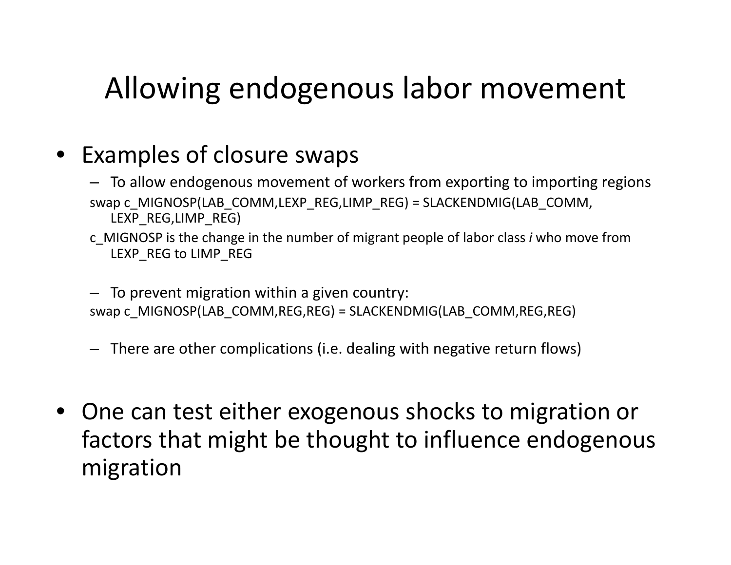# Allowing endogenous labor movement

- Examples of closure swaps
  - To allow endogenous movement of workers from exporting to importing regions

    swap c_MIGNOSP(LAB_COMM,LEXP_REG,LIMP_REG) = SLACKENDMIG(LAB_COMM, LEXP_REG,LIMP_REG)

    c_MIGNOSP is the change in the number of migrant people of labor class *i* who move from LEXP_REG to LIMP_REG

  - To prevent migration within a given country:

    swap c_MIGNOSP(LAB_COMM,REG,REG) = SLACKENDMIG(LAB_COMM,REG,REG)

  - There are other complications (i.e. dealing with negative return flows)

- One can test either exogenous shocks to migration or factors that might be thought to influence endogenous migration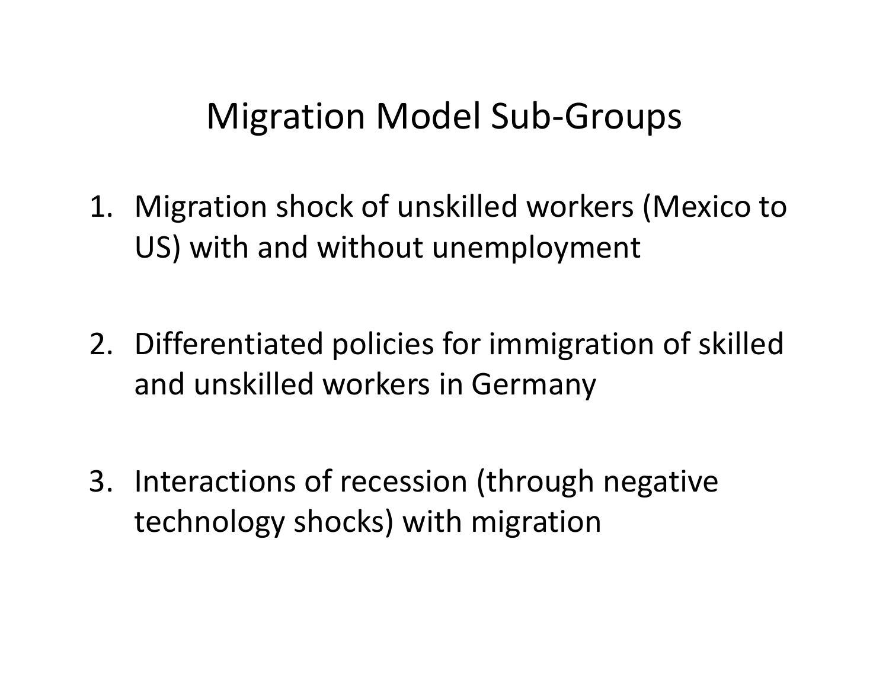# Migration Model Sub-Groups

1. Migration shock of unskilled workers (Mexico to US) with and without unemployment
2. Differentiated policies for immigration of skilled and unskilled workers in Germany
3. Interactions of recession (through negative technology shocks) with migration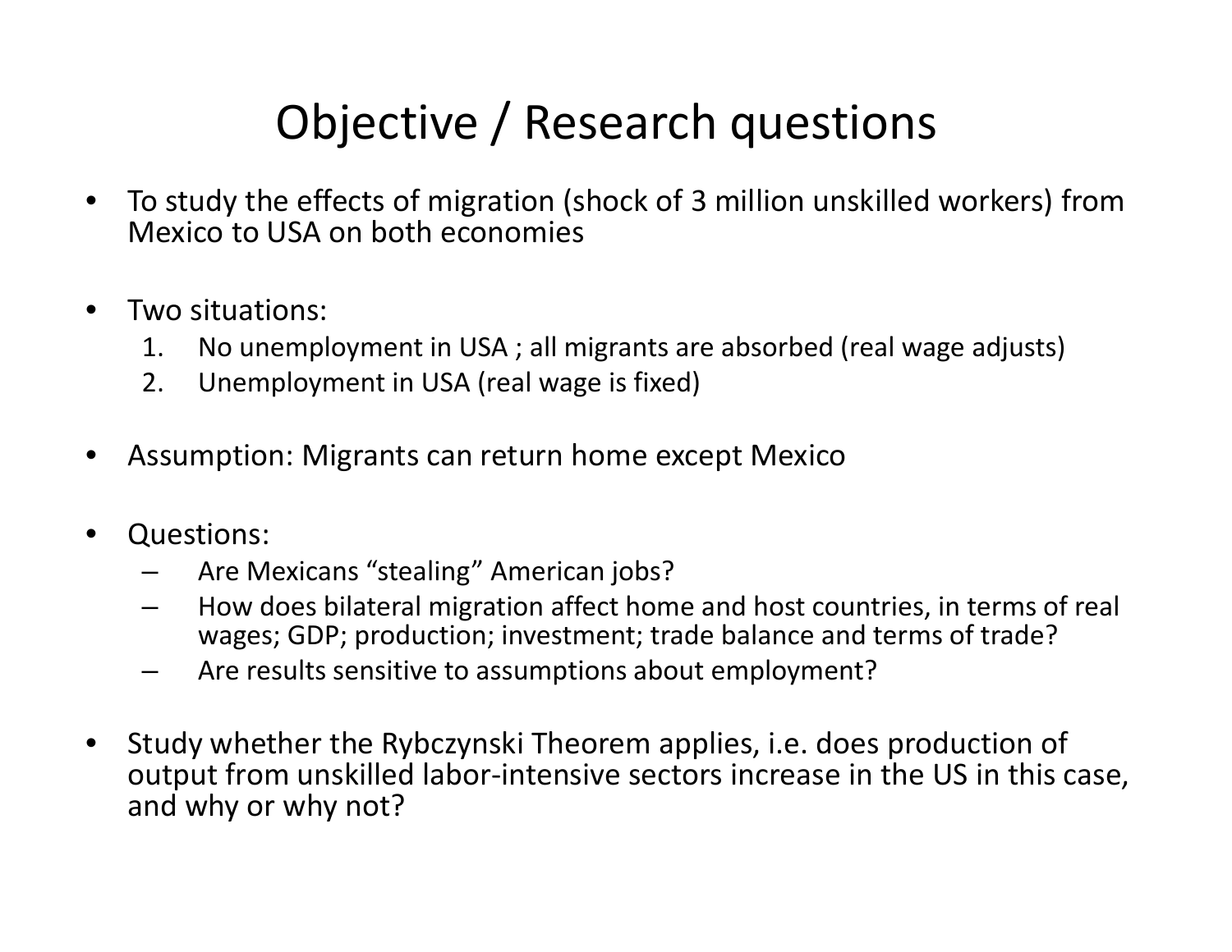# Objective / Research questions

- To study the effects of migration (shock of 3 million unskilled workers) from Mexico to USA on both economies
- Two situations:
  1. No unemployment in USA ; all migrants are absorbed (real wage adjusts)
  2. Unemployment in USA (real wage is fixed)
- Assumption: Migrants can return home except Mexico
- Questions:
  - Are Mexicans "stealing" American jobs?
  - How does bilateral migration affect home and host countries, in terms of real wages; GDP; production; investment; trade balance and terms of trade?
  - Are results sensitive to assumptions about employment?
- Study whether the Rybczynski Theorem applies, i.e. does production of output from unskilled labor-intensive sectors increase in the US in this case, and why or why not?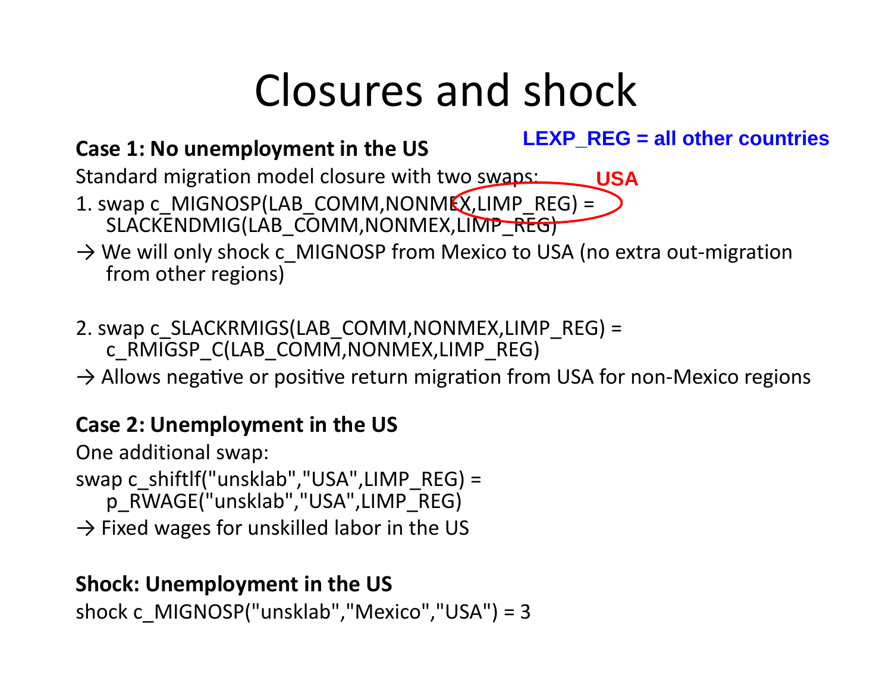# Closures and shock

LEXP_REG = all other countries

**Case 1: No unemployment in the US**

Standard migration model closure with two swaps:

USA

1. swap c_MIGNOSP(LAB_COMM,NONMEX,LIMP_REG) = SLACKENDMIG(LAB_COMM,NONMEX,LIMP_REG)

→ We will only shock c_MIGNOSP from Mexico to USA (no extra out-migration from other regions)

2. swap c_SLACKRMIGS(LAB_COMM,NONMEX,LIMP_REG) = c_RMIGSP_C(LAB_COMM,NONMEX,LIMP_REG)

→ Allows negative or positive return migration from USA for non-Mexico regions

**Case 2: Unemployment in the US**

One additional swap:

swap c_shiftlf("unsklab","USA",LIMP_REG) = p_RWAGE("unsklab","USA",LIMP_REG)

→ Fixed wages for unskilled labor in the US

**Shock: Unemployment in the US**

shock c_MIGNOSP("unsklab","Mexico","USA") = 3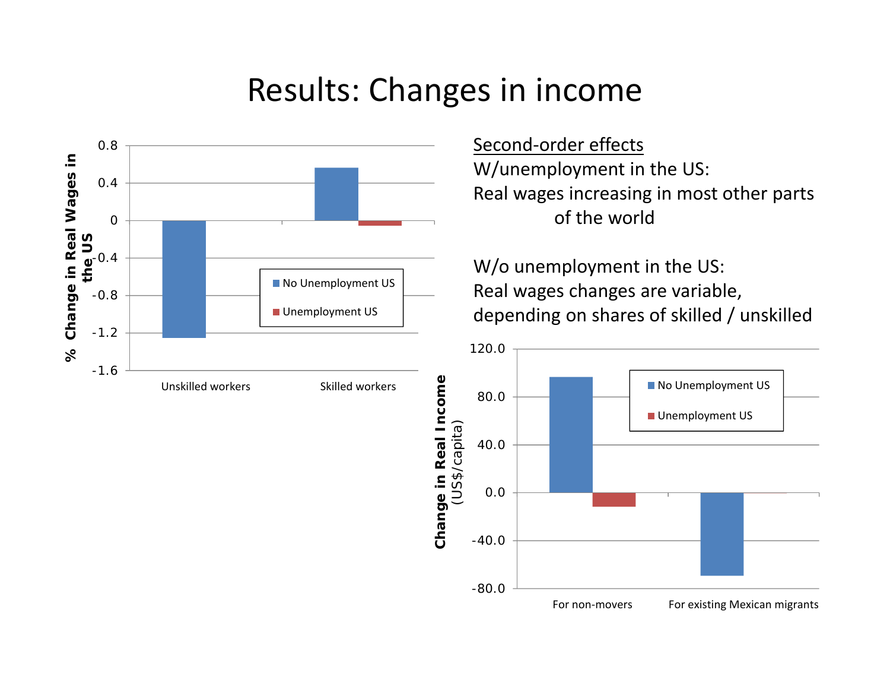# Results: Changes in income

<u>Second-order effects</u>

W/unemployment in the US:
Real wages increasing in most other parts of the world

W/o unemployment in the US:
Real wages changes are variable, depending on shares of skilled / unskilled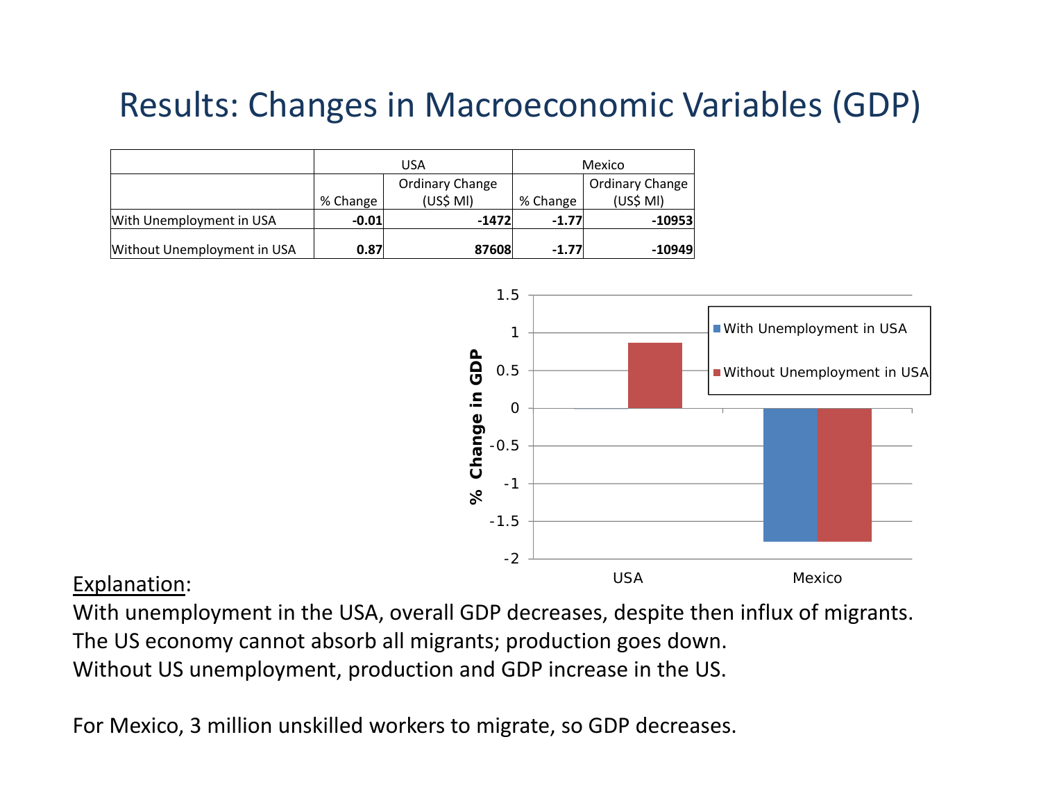# Results: Changes in Macroeconomic Variables (GDP)

| | USA | | Mexico | |
|---|---|---|---|---|
| | % Change | Ordinary Change (US$ Ml) | % Change | Ordinary Change (US$ Ml) |
| With Unemployment in USA | **-0.01** | **-1472** | **-1.77** | **-10953** |
| Without Unemployment in USA | **0.87** | **87608** | **-1.77** | **-10949** |

<u>Explanation</u>:

With unemployment in the USA, overall GDP decreases, despite then influx of migrants.
The US economy cannot absorb all migrants; production goes down.
Without US unemployment, production and GDP increase in the US.

For Mexico, 3 million unskilled workers to migrate, so GDP decreases.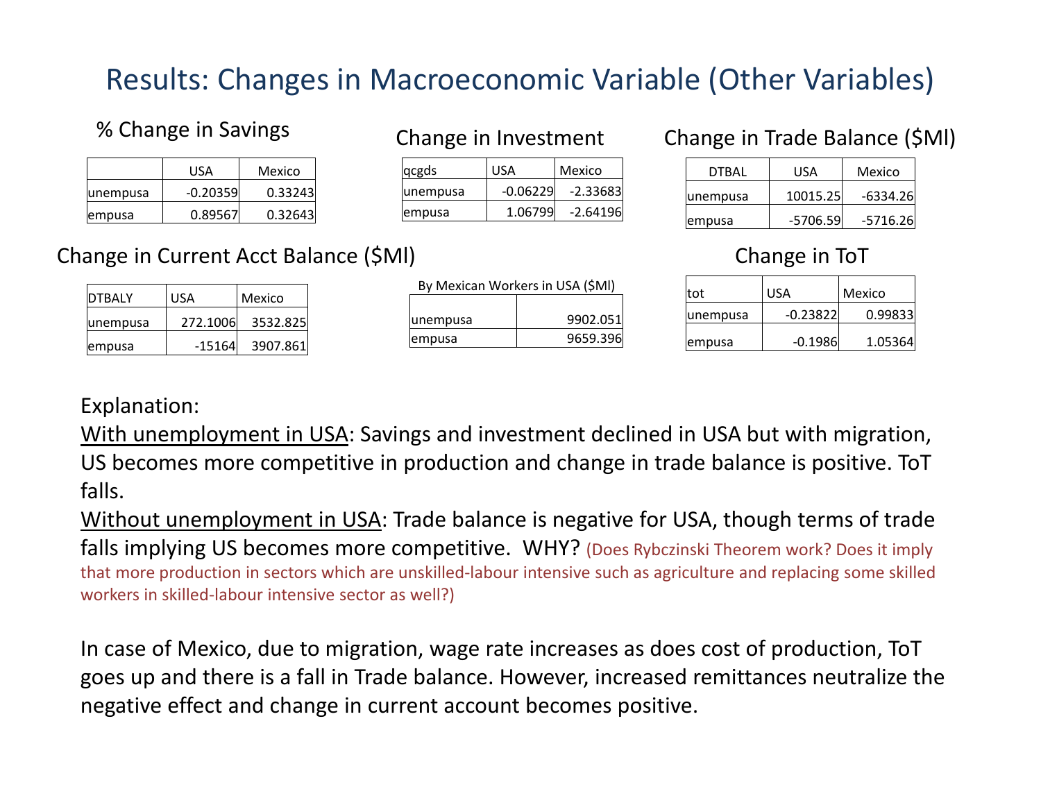# Results: Changes in Macroeconomic Variable (Other Variables)

### % Change in Savings

| | USA | Mexico |
|---|---|---|
| unempusa | -0.20359 | 0.33243 |
| empusa | 0.89567 | 0.32643 |

### Change in Investment

| qcgds | USA | Mexico |
|---|---|---|
| unempusa | -0.06229 | -2.33683 |
| empusa | 1.06799 | -2.64196 |

### Change in Trade Balance ($Ml)

| DTBAL | USA | Mexico |
|---|---|---|
| unempusa | 10015.25 | -6334.26 |
| empusa | -5706.59 | -5716.26 |

### Change in Current Acct Balance ($Ml)

| DTBALY | USA | Mexico |
|---|---|---|
| unempusa | 272.1006 | 3532.825 |
| empusa | -15164 | 3907.861 |

By Mexican Workers in USA ($Ml)

| | |
|---|---|
| unempusa | 9902.051 |
| empusa | 9659.396 |

### Change in ToT

| tot | USA | Mexico |
|---|---|---|
| unempusa | -0.23822 | 0.99833 |
| empusa | -0.1986 | 1.05364 |

Explanation:

With unemployment in USA: Savings and investment declined in USA but with migration, US becomes more competitive in production and change in trade balance is positive. ToT falls.

Without unemployment in USA: Trade balance is negative for USA, though terms of trade falls implying US becomes more competitive. WHY? (Does Rybczinski Theorem work? Does it imply that more production in sectors which are unskilled-labour intensive such as agriculture and replacing some skilled workers in skilled-labour intensive sector as well?)

In case of Mexico, due to migration, wage rate increases as does cost of production, ToT goes up and there is a fall in Trade balance. However, increased remittances neutralize the negative effect and change in current account becomes positive.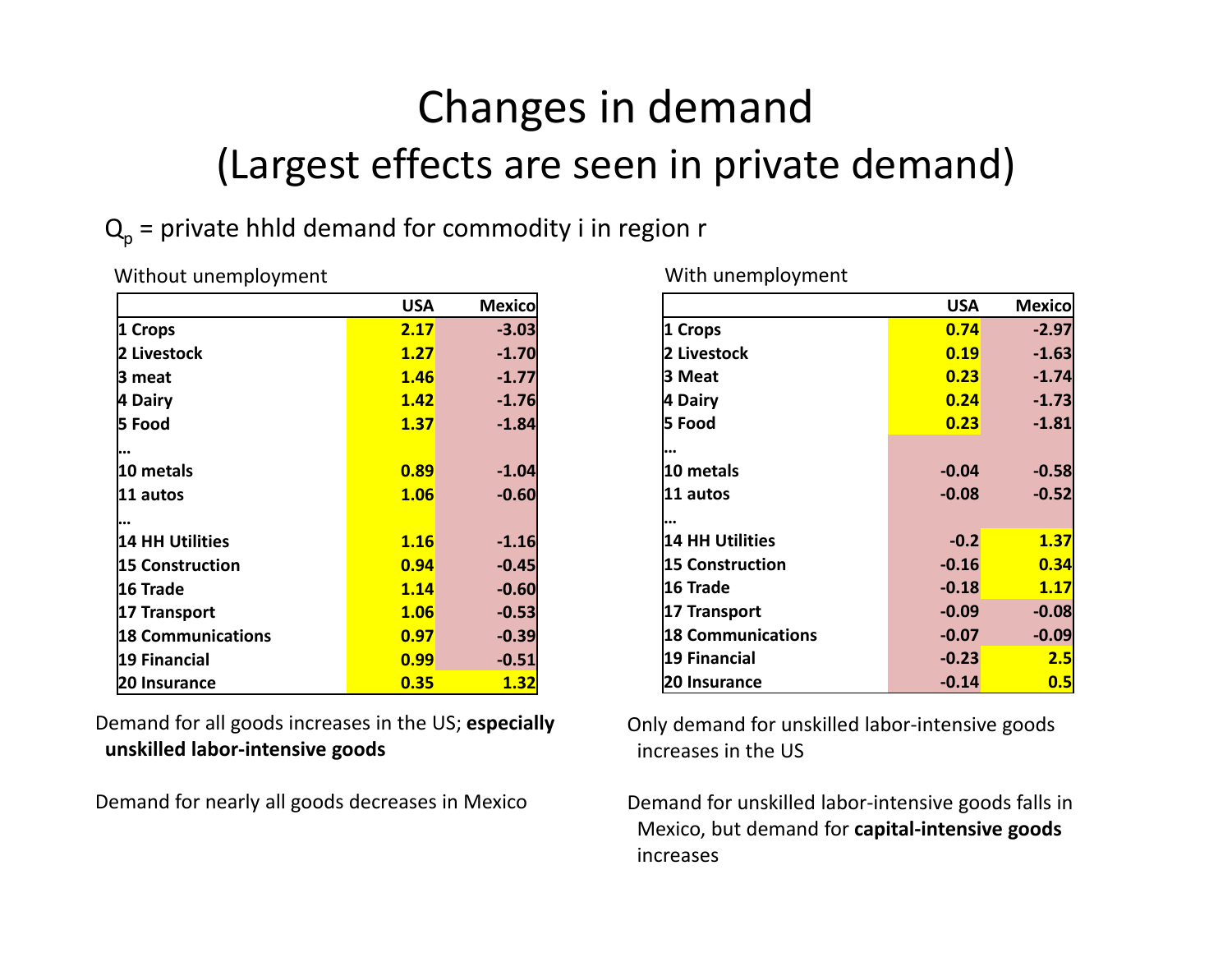# Changes in demand

## (Largest effects are seen in private demand)

$Q_p$ = private hhld demand for commodity i in region r

Without unemployment

| | USA | Mexico |
|---|---|---|
| 1 Crops | 2.17 | -3.03 |
| 2 Livestock | 1.27 | -1.70 |
| 3 meat | 1.46 | -1.77 |
| 4 Dairy | 1.42 | -1.76 |
| 5 Food | 1.37 | -1.84 |
| … | | |
| 10 metals | 0.89 | -1.04 |
| 11 autos | 1.06 | -0.60 |
| … | | |
| 14 HH Utilities | 1.16 | -1.16 |
| 15 Construction | 0.94 | -0.45 |
| 16 Trade | 1.14 | -0.60 |
| 17 Transport | 1.06 | -0.53 |
| 18 Communications | 0.97 | -0.39 |
| 19 Financial | 0.99 | -0.51 |
| 20 Insurance | 0.35 | 1.32 |

Demand for all goods increases in the US; **especially unskilled labor-intensive goods**

Demand for nearly all goods decreases in Mexico

With unemployment

| | USA | Mexico |
|---|---|---|
| 1 Crops | 0.74 | -2.97 |
| 2 Livestock | 0.19 | -1.63 |
| 3 Meat | 0.23 | -1.74 |
| 4 Dairy | 0.24 | -1.73 |
| 5 Food | 0.23 | -1.81 |
| … | | |
| 10 metals | -0.04 | -0.58 |
| 11 autos | -0.08 | -0.52 |
| … | | |
| 14 HH Utilities | -0.2 | 1.37 |
| 15 Construction | -0.16 | 0.34 |
| 16 Trade | -0.18 | 1.17 |
| 17 Transport | -0.09 | -0.08 |
| 18 Communications | -0.07 | -0.09 |
| 19 Financial | -0.23 | 2.5 |
| 20 Insurance | -0.14 | 0.5 |

Only demand for unskilled labor-intensive goods increases in the US

Demand for unskilled labor-intensive goods falls in Mexico, but demand for **capital-intensive goods** increases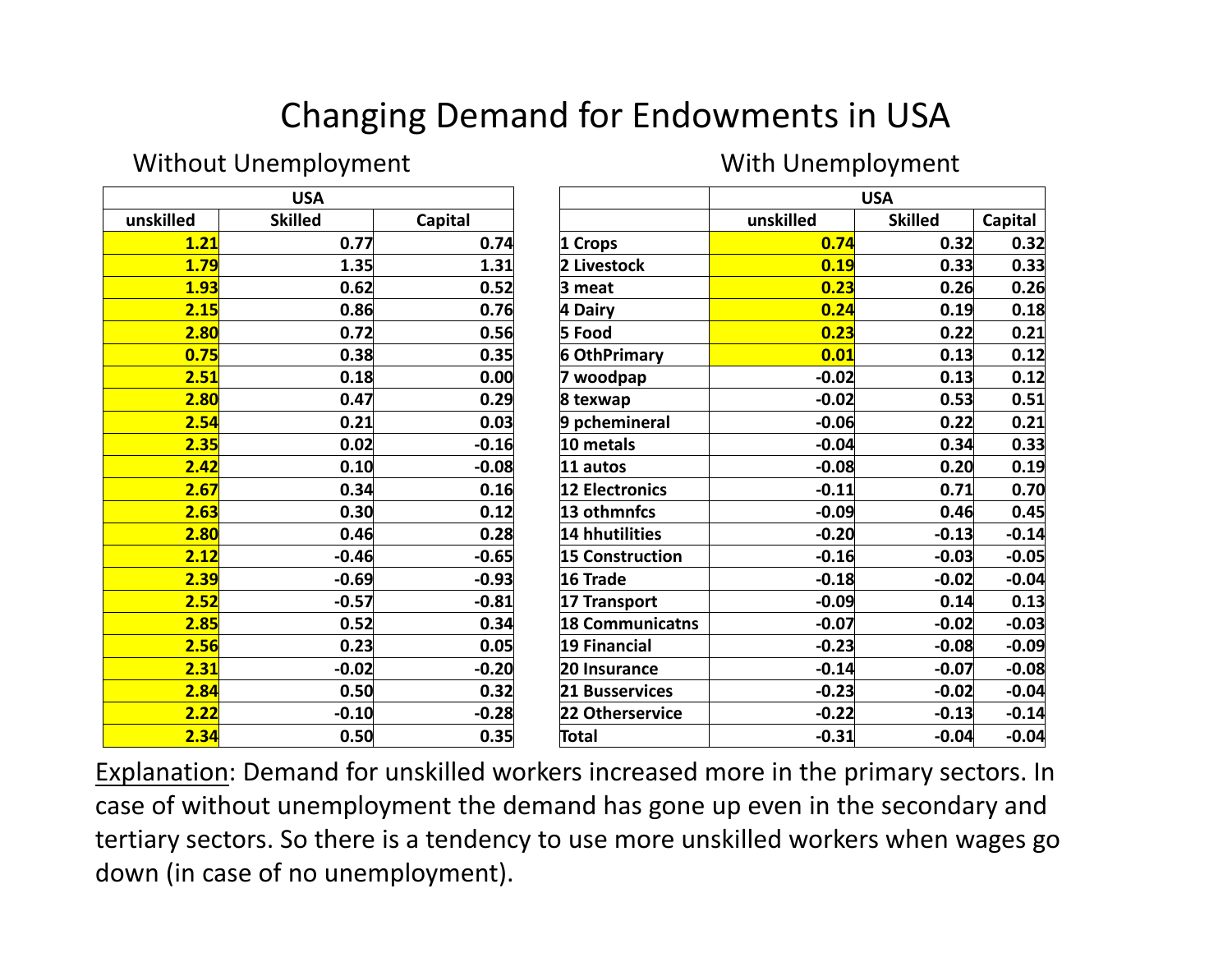# Changing Demand for Endowments in USA

## Without Unemployment

| USA | | |
|---|---|---|
| unskilled | Skilled | Capital |
| 1.21 | 0.77 | 0.74 |
| 1.79 | 1.35 | 1.31 |
| 1.93 | 0.62 | 0.52 |
| 2.15 | 0.86 | 0.76 |
| 2.80 | 0.72 | 0.56 |
| 0.75 | 0.38 | 0.35 |
| 2.51 | 0.18 | 0.00 |
| 2.80 | 0.47 | 0.29 |
| 2.54 | 0.21 | 0.03 |
| 2.35 | 0.02 | -0.16 |
| 2.42 | 0.10 | -0.08 |
| 2.67 | 0.34 | 0.16 |
| 2.63 | 0.30 | 0.12 |
| 2.80 | 0.46 | 0.28 |
| 2.12 | -0.46 | -0.65 |
| 2.39 | -0.69 | -0.93 |
| 2.52 | -0.57 | -0.81 |
| 2.85 | 0.52 | 0.34 |
| 2.56 | 0.23 | 0.05 |
| 2.31 | -0.02 | -0.20 |
| 2.84 | 0.50 | 0.32 |
| 2.22 | -0.10 | -0.28 |
| 2.34 | 0.50 | 0.35 |

## With Unemployment

| | USA | | |
|---|---|---|---|
| | unskilled | Skilled | Capital |
| 1 Crops | 0.74 | 0.32 | 0.32 |
| 2 Livestock | 0.19 | 0.33 | 0.33 |
| 3 meat | 0.23 | 0.26 | 0.26 |
| 4 Dairy | 0.24 | 0.19 | 0.18 |
| 5 Food | 0.23 | 0.22 | 0.21 |
| 6 OthPrimary | 0.01 | 0.13 | 0.12 |
| 7 woodpap | -0.02 | 0.13 | 0.12 |
| 8 texwap | -0.02 | 0.53 | 0.51 |
| 9 pchemineral | -0.06 | 0.22 | 0.21 |
| 10 metals | -0.04 | 0.34 | 0.33 |
| 11 autos | -0.08 | 0.20 | 0.19 |
| 12 Electronics | -0.11 | 0.71 | 0.70 |
| 13 othmnfcs | -0.09 | 0.46 | 0.45 |
| 14 hhutilities | -0.20 | -0.13 | -0.14 |
| 15 Construction | -0.16 | -0.03 | -0.05 |
| 16 Trade | -0.18 | -0.02 | -0.04 |
| 17 Transport | -0.09 | 0.14 | 0.13 |
| 18 Communicatns | -0.07 | -0.02 | -0.03 |
| 19 Financial | -0.23 | -0.08 | -0.09 |
| 20 Insurance | -0.14 | -0.07 | -0.08 |
| 21 Busservices | -0.23 | -0.02 | -0.04 |
| 22 Otherservice | -0.22 | -0.13 | -0.14 |
| Total | -0.31 | -0.04 | -0.04 |

Explanation: Demand for unskilled workers increased more in the primary sectors. In case of without unemployment the demand has gone up even in the secondary and tertiary sectors. So there is a tendency to use more unskilled workers when wages go down (in case of no unemployment).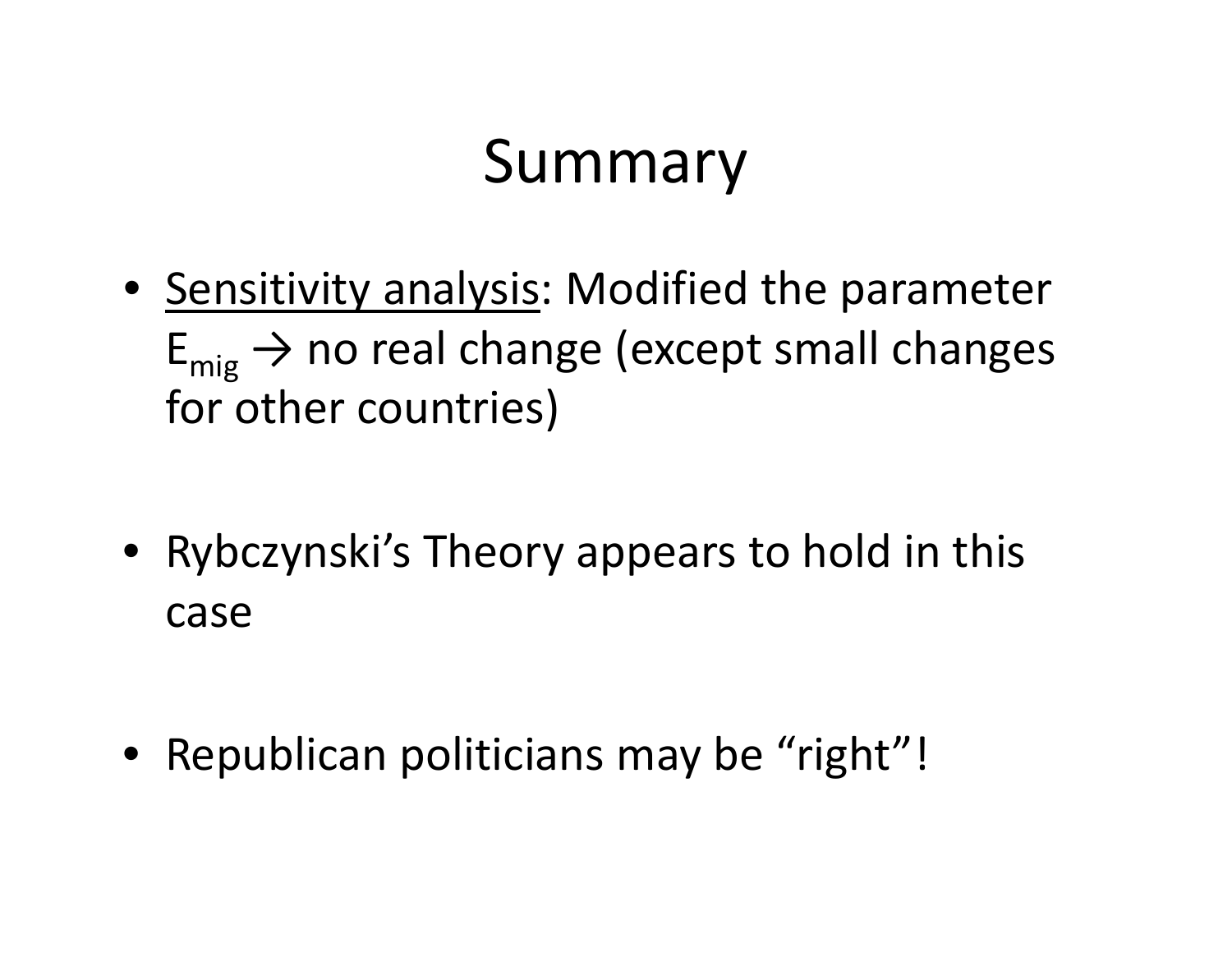# Summary

- <u>Sensitivity analysis</u>: Modified the parameter $E_{mig}$ → no real change (except small changes for other countries)

- Rybczynski's Theory appears to hold in this case

- Republican politicians may be "right"!